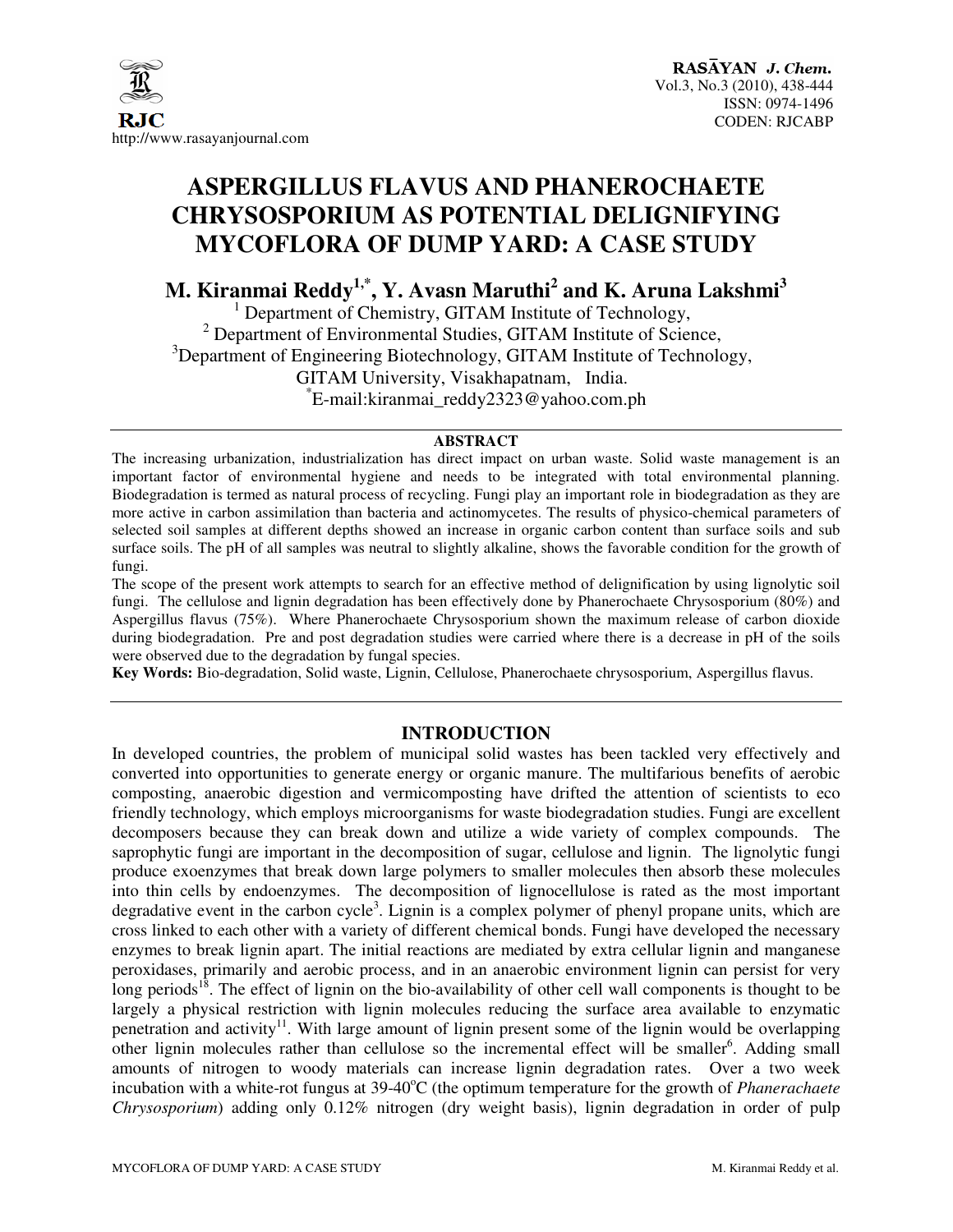# ASPERGILLUS FLAVUS AND PHANEROCHAETE CHRYSOSPORIUM AS POTENTIAL DELIGNIFYING MYCOFLORA OF DUMP YARD: A CASE STUDY

**M. Kiranmai Reddy[1,*], Y. Avasn Maruthi[2] and K. Aruna Lakshmi[3]**

[1] Department of Chemistry, GITAM Institute of Technology,
[2] Department of Environmental Studies, GITAM Institute of Science,
[3] Department of Engineering Biotechnology, GITAM Institute of Technology,
GITAM University, Visakhapatnam, India.
[*] E-mail:kiranmai_reddy2323@yahoo.com.ph

## ABSTRACT

The increasing urbanization, industrialization has direct impact on urban waste. Solid waste management is an important factor of environmental hygiene and needs to be integrated with total environmental planning. Biodegradation is termed as natural process of recycling. Fungi play an important role in biodegradation as they are more active in carbon assimilation than bacteria and actinomycetes. The results of physico-chemical parameters of selected soil samples at different depths showed an increase in organic carbon content than surface soils and sub surface soils. The pH of all samples was neutral to slightly alkaline, shows the favorable condition for the growth of fungi.

The scope of the present work attempts to search for an effective method of delignification by using lignolytic soil fungi. The cellulose and lignin degradation has been effectively done by Phanerochaete Chrysosporium (80%) and Aspergillus flavus (75%). Where Phanerochaete Chrysosporium shown the maximum release of carbon dioxide during biodegradation. Pre and post degradation studies were carried where there is a decrease in pH of the soils were observed due to the degradation by fungal species.

**Key Words:** Bio-degradation, Solid waste, Lignin, Cellulose, Phanerochaete chrysosporium, Aspergillus flavus.

## INTRODUCTION

In developed countries, the problem of municipal solid wastes has been tackled very effectively and converted into opportunities to generate energy or organic manure. The multifarious benefits of aerobic composting, anaerobic digestion and vermicomposting have drifted the attention of scientists to eco friendly technology, which employs microorganisms for waste biodegradation studies. Fungi are excellent decomposers because they can break down and utilize a wide variety of complex compounds. The saprophytic fungi are important in the decomposition of sugar, cellulose and lignin. The lignolytic fungi produce exoenzymes that break down large polymers to smaller molecules then absorb these molecules into thin cells by endoenzymes. The decomposition of lignocellulose is rated as the most important degradative event in the carbon cycle[3]. Lignin is a complex polymer of phenyl propane units, which are cross linked to each other with a variety of different chemical bonds. Fungi have developed the necessary enzymes to break lignin apart. The initial reactions are mediated by extra cellular lignin and manganese peroxidases, primarily and aerobic process, and in an anaerobic environment lignin can persist for very long periods[18]. The effect of lignin on the bio-availability of other cell wall components is thought to be largely a physical restriction with lignin molecules reducing the surface area available to enzymatic penetration and activity[11]. With large amount of lignin present some of the lignin would be overlapping other lignin molecules rather than cellulose so the incremental effect will be smaller[6]. Adding small amounts of nitrogen to woody materials can increase lignin degradation rates. Over a two week incubation with a white-rot fungus at 39-40$^{o}$C (the optimum temperature for the growth of *Phanerachaete Chrysosporium*) adding only 0.12% nitrogen (dry weight basis), lignin degradation in order of pulp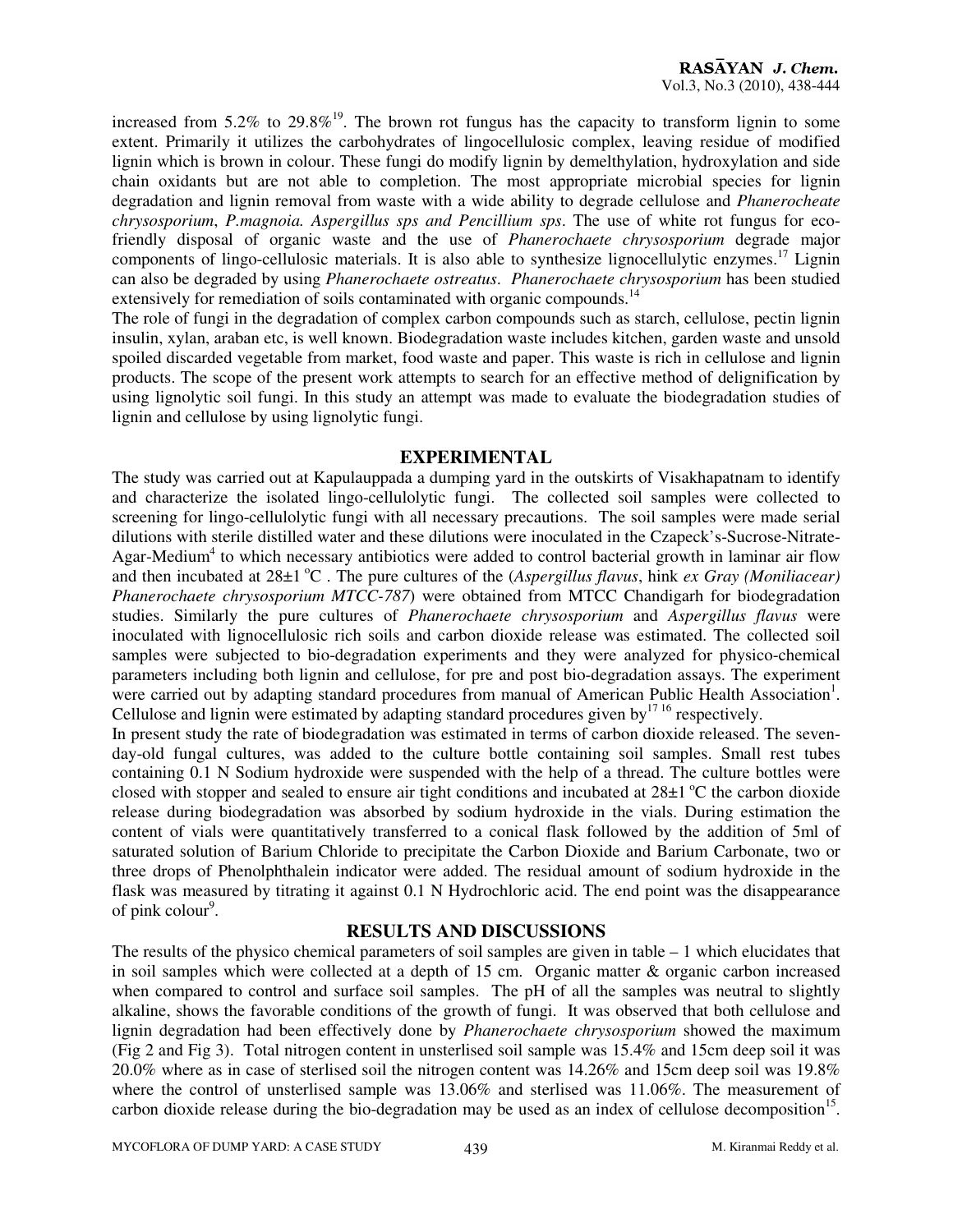increased from 5.2% to 29.8%[19]. The brown rot fungus has the capacity to transform lignin to some extent. Primarily it utilizes the carbohydrates of lingocellulosic complex, leaving residue of modified lignin which is brown in colour. These fungi do modify lignin by demelthylation, hydroxylation and side chain oxidants but are not able to completion. The most appropriate microbial species for lignin degradation and lignin removal from waste with a wide ability to degrade cellulose and *Phanerocheate chrysosporium*, *P.magnoia. Aspergillus sps and Pencillium sps*. The use of white rot fungus for eco-friendly disposal of organic waste and the use of *Phanerochaete chrysosporium* degrade major components of lingo-cellulosic materials. It is also able to synthesize lignocellulytic enzymes.[17] Lignin can also be degraded by using *Phanerochaete ostreatus*. *Phanerochaete chrysosporium* has been studied extensively for remediation of soils contaminated with organic compounds.[14]

The role of fungi in the degradation of complex carbon compounds such as starch, cellulose, pectin lignin insulin, xylan, araban etc, is well known. Biodegradation waste includes kitchen, garden waste and unsold spoiled discarded vegetable from market, food waste and paper. This waste is rich in cellulose and lignin products. The scope of the present work attempts to search for an effective method of delignification by using lignolytic soil fungi. In this study an attempt was made to evaluate the biodegradation studies of lignin and cellulose by using lignolytic fungi.

## EXPERIMENTAL

The study was carried out at Kapulauppada a dumping yard in the outskirts of Visakhapatnam to identify and characterize the isolated lingo-cellulolytic fungi. The collected soil samples were collected to screening for lingo-cellulolytic fungi with all necessary precautions. The soil samples were made serial dilutions with sterile distilled water and these dilutions were inoculated in the Czapeck's-Sucrose-Nitrate-Agar-Medium[4] to which necessary antibiotics were added to control bacterial growth in laminar air flow and then incubated at 28±1 °C . The pure cultures of the (*Aspergillus flavus*, hink *ex Gray (Moniliacear) Phanerochaete chrysosporium MTCC-787*) were obtained from MTCC Chandigarh for biodegradation studies. Similarly the pure cultures of *Phanerochaete chrysosporium* and *Aspergillus flavus* were inoculated with lignocellulosic rich soils and carbon dioxide release was estimated. The collected soil samples were subjected to bio-degradation experiments and they were analyzed for physico-chemical parameters including both lignin and cellulose, for pre and post bio-degradation assays. The experiment were carried out by adapting standard procedures from manual of American Public Health Association[1]. Cellulose and lignin were estimated by adapting standard procedures given by[17 16] respectively.

In present study the rate of biodegradation was estimated in terms of carbon dioxide released. The seven-day-old fungal cultures, was added to the culture bottle containing soil samples. Small rest tubes containing 0.1 N Sodium hydroxide were suspended with the help of a thread. The culture bottles were closed with stopper and sealed to ensure air tight conditions and incubated at 28±1 °C the carbon dioxide release during biodegradation was absorbed by sodium hydroxide in the vials. During estimation the content of vials were quantitatively transferred to a conical flask followed by the addition of 5ml of saturated solution of Barium Chloride to precipitate the Carbon Dioxide and Barium Carbonate, two or three drops of Phenolphthalein indicator were added. The residual amount of sodium hydroxide in the flask was measured by titrating it against 0.1 N Hydrochloric acid. The end point was the disappearance of pink colour[9].

## RESULTS AND DISCUSSIONS

The results of the physico chemical parameters of soil samples are given in table – 1 which elucidates that in soil samples which were collected at a depth of 15 cm. Organic matter & organic carbon increased when compared to control and surface soil samples. The pH of all the samples was neutral to slightly alkaline, shows the favorable conditions of the growth of fungi. It was observed that both cellulose and lignin degradation had been effectively done by *Phanerochaete chrysosporium* showed the maximum (Fig 2 and Fig 3). Total nitrogen content in unsterlised soil sample was 15.4% and 15cm deep soil it was 20.0% where as in case of sterlised soil the nitrogen content was 14.26% and 15cm deep soil was 19.8% where the control of unsterlised sample was 13.06% and sterlised was 11.06%. The measurement of carbon dioxide release during the bio-degradation may be used as an index of cellulose decomposition[15].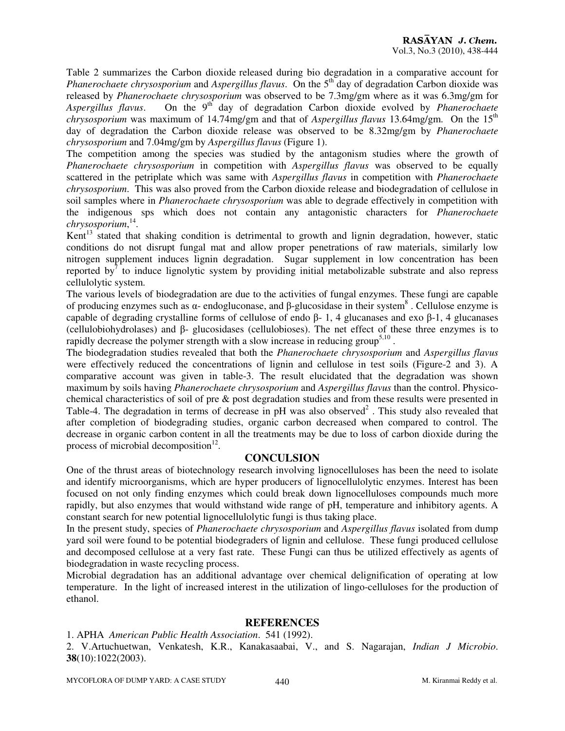Table 2 summarizes the Carbon dioxide released during bio degradation in a comparative account for *Phanerochaete chrysosporium* and *Aspergillus flavus*. On the 5th day of degradation Carbon dioxide was released by *Phanerochaete chrysosporium* was observed to be 7.3mg/gm where as it was 6.3mg/gm for *Aspergillus flavus*. On the 9th day of degradation Carbon dioxide evolved by *Phanerochaete chrysosporium* was maximum of 14.74mg/gm and that of *Aspergillus flavus* 13.64mg/gm. On the 15th day of degradation the Carbon dioxide release was observed to be 8.32mg/gm by *Phanerochaete chrysosporium* and 7.04mg/gm by *Aspergillus flavus* (Figure 1).

The competition among the species was studied by the antagonism studies where the growth of *Phanerochaete chrysosporium* in competition with *Aspergillus flavus* was observed to be equally scattered in the petriplate which was same with *Aspergillus flavus* in competition with *Phanerochaete chrysosporium*. This was also proved from the Carbon dioxide release and biodegradation of cellulose in soil samples where in *Phanerochaete chrysosporium* was able to degrade effectively in competition with the indigenous sps which does not contain any antagonistic characters for *Phanerochaete chrysosporium*,[14].

Kent[13] stated that shaking condition is detrimental to growth and lignin degradation, however, static conditions do not disrupt fungal mat and allow proper penetrations of raw materials, similarly low nitrogen supplement induces lignin degradation. Sugar supplement in low concentration has been reported by[7] to induce lignolytic system by providing initial metabolizable substrate and also repress cellulolytic system.

The various levels of biodegradation are due to the activities of fungal enzymes. These fungi are capable of producing enzymes such as α- endogluconase, and β-glucosidase in their system[8]. Cellulose enzyme is capable of degrading crystalline forms of cellulose of endo β- 1, 4 glucanases and exo β-1, 4 glucanases (cellulobiohydrolases) and β- glucosidases (cellulobioses). The net effect of these three enzymes is to rapidly decrease the polymer strength with a slow increase in reducing group[5,10].

The biodegradation studies revealed that both the *Phanerochaete chrysosporium* and *Aspergillus flavus* were effectively reduced the concentrations of lignin and cellulose in test soils (Figure-2 and 3). A comparative account was given in table-3. The result elucidated that the degradation was shown maximum by soils having *Phanerochaete chrysosporium* and *Aspergillus flavus* than the control. Physico-chemical characteristics of soil of pre & post degradation studies and from these results were presented in Table-4. The degradation in terms of decrease in pH was also observed[2]. This study also revealed that after completion of biodegrading studies, organic carbon decreased when compared to control. The decrease in organic carbon content in all the treatments may be due to loss of carbon dioxide during the process of microbial decomposition[12].

## CONCULSION

One of the thrust areas of biotechnology research involving lignocelluloses has been the need to isolate and identify microorganisms, which are hyper producers of lignocellulolytic enzymes. Interest has been focused on not only finding enzymes which could break down lignocelluloses compounds much more rapidly, but also enzymes that would withstand wide range of pH, temperature and inhibitory agents. A constant search for new potential lignocellulolytic fungi is thus taking place.

In the present study, species of *Phanerochaete chrysosporium* and *Aspergillus flavus* isolated from dump yard soil were found to be potential biodegraders of lignin and cellulose. These fungi produced cellulose and decomposed cellulose at a very fast rate. These Fungi can thus be utilized effectively as agents of biodegradation in waste recycling process.

Microbial degradation has an additional advantage over chemical delignification of operating at low temperature. In the light of increased interest in the utilization of lingo-celluloses for the production of ethanol.

## REFERENCES

1. APHA *American Public Health Association*. 541 (1992).
2. V.Artuchuetwan, Venkatesh, K.R., Kanakasaabai, V., and S. Nagarajan, *Indian J Microbio*. **38**(10):1022(2003).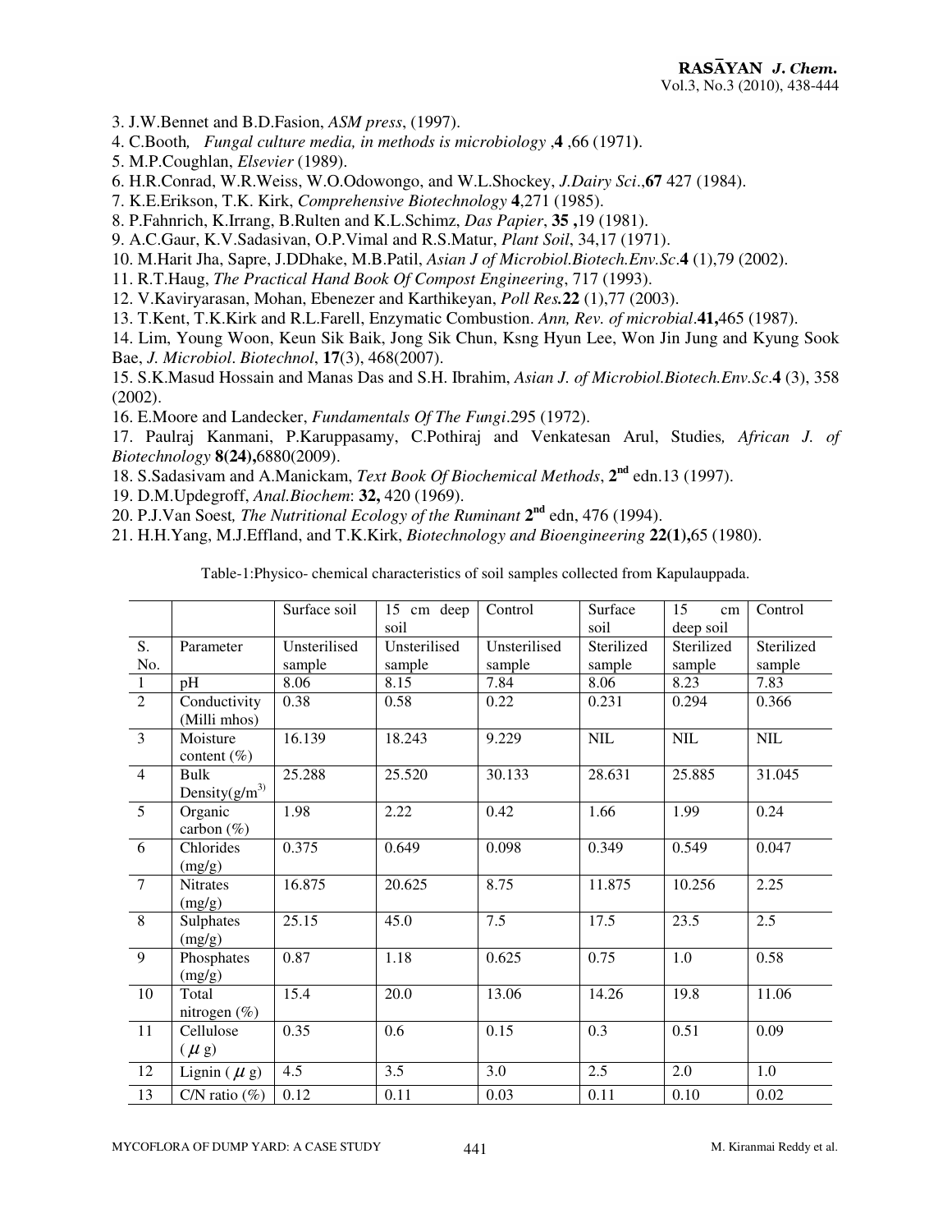3. J.W.Bennet and B.D.Fasion, *ASM press*, (1997).
4. C.Booth*, Fungal culture media, in methods is microbiology* ,**4** ,66 (1971).
5. M.P.Coughlan, *Elsevier* (1989).
6. H.R.Conrad, W.R.Weiss, W.O.Odowongo, and W.L.Shockey, *J.Dairy Sci*.,**67** 427 (1984).
7. K.E.Erikson, T.K. Kirk, *Comprehensive Biotechnology* **4**,271 (1985).
8. P.Fahnrich, K.Irrang, B.Rulten and K.L.Schimz, *Das Papier*, **35 ,**19 (1981).
9. A.C.Gaur, K.V.Sadasivan, O.P.Vimal and R.S.Matur, *Plant Soil*, 34,17 (1971).
10. M.Harit Jha, Sapre, J.DDhake, M.B.Patil, *Asian J of Microbiol.Biotech.Env.Sc*.**4** (1),79 (2002).
11. R.T.Haug, *The Practical Hand Book Of Compost Engineering*, 717 (1993).
12. V.Kaviryarasan, Mohan, Ebenezer and Karthikeyan, *Poll Res.***22** (1),77 (2003).
13. T.Kent, T.K.Kirk and R.L.Farell, Enzymatic Combustion. *Ann, Rev. of microbial*.**41,**465 (1987).
14. Lim, Young Woon, Keun Sik Baik, Jong Sik Chun, Ksng Hyun Lee, Won Jin Jung and Kyung Sook Bae, *J. Microbiol*. *Biotechnol*, **17**(3), 468(2007).
15. S.K.Masud Hossain and Manas Das and S.H. Ibrahim, *Asian J. of Microbiol.Biotech.Env.Sc*.**4** (3), 358 (2002).
16. E.Moore and Landecker, *Fundamentals Of The Fungi*.295 (1972).
17. Paulraj Kanmani, P.Karuppasamy, C.Pothiraj and Venkatesan Arul, Studies*, African J. of Biotechnology* **8(24),**6880(2009).
18. S.Sadasivam and A.Manickam, *Text Book Of Biochemical Methods*, **2nd** edn.13 (1997).
19. D.M.Updegroff, *Anal.Biochem*: **32,** 420 (1969).
20. P.J.Van Soest*, The Nutritional Ecology of the Ruminant* **2nd** edn, 476 (1994).
21. H.H.Yang, M.J.Effland, and T.K.Kirk, *Biotechnology and Bioengineering* **22(1),**65 (1980).

Table-1:Physico- chemical characteristics of soil samples collected from Kapulauppada.

| | | Surface soil | 15 cm deep soil | Control | Surface soil | 15 cm deep soil | Control |
|---|---|---|---|---|---|---|---|
| S. No. | Parameter | Unsterilised sample | Unsterilised sample | Unsterilised sample | Sterilized sample | Sterilized sample | Sterilized sample |
| 1 | pH | 8.06 | 8.15 | 7.84 | 8.06 | 8.23 | 7.83 |
| 2 | Conductivity (Milli mhos) | 0.38 | 0.58 | 0.22 | 0.231 | 0.294 | 0.366 |
| 3 | Moisture content (%) | 16.139 | 18.243 | 9.229 | NIL | NIL | NIL |
| 4 | Bulk Density($g/m^3$) | 25.288 | 25.520 | 30.133 | 28.631 | 25.885 | 31.045 |
| 5 | Organic carbon (%) | 1.98 | 2.22 | 0.42 | 1.66 | 1.99 | 0.24 |
| 6 | Chlorides (mg/g) | 0.375 | 0.649 | 0.098 | 0.349 | 0.549 | 0.047 |
| 7 | Nitrates (mg/g) | 16.875 | 20.625 | 8.75 | 11.875 | 10.256 | 2.25 |
| 8 | Sulphates (mg/g) | 25.15 | 45.0 | 7.5 | 17.5 | 23.5 | 2.5 |
| 9 | Phosphates (mg/g) | 0.87 | 1.18 | 0.625 | 0.75 | 1.0 | 0.58 |
| 10 | Total nitrogen (%) | 15.4 | 20.0 | 13.06 | 14.26 | 19.8 | 11.06 |
| 11 | Cellulose ($\mu$ g) | 0.35 | 0.6 | 0.15 | 0.3 | 0.51 | 0.09 |
| 12 | Lignin ( $\mu$ g) | 4.5 | 3.5 | 3.0 | 2.5 | 2.0 | 1.0 |
| 13 | C/N ratio (%) | 0.12 | 0.11 | 0.03 | 0.11 | 0.10 | 0.02 |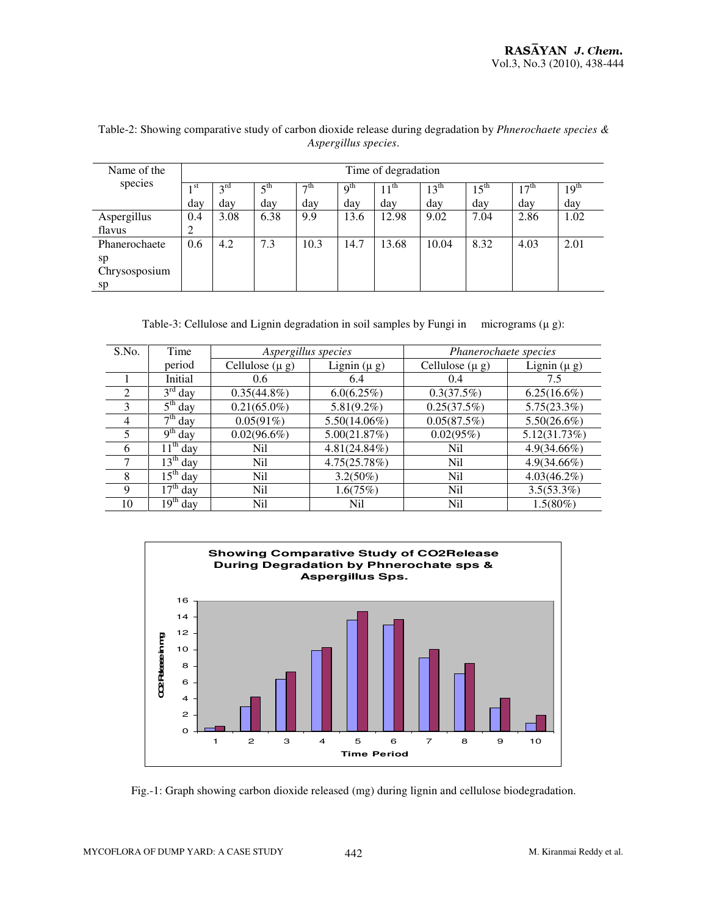Table-2: Showing comparative study of carbon dioxide release during degradation by *Phnerochaete species & Aspergillus species*.

| Name of the species | Time of degradation | | | | | | | | | |
|---|---|---|---|---|---|---|---|---|---|---|
| | 1st day | 3rd day | 5th day | 7th day | 9th day | 11th day | 13th day | 15th day | 17th day | 19th day |
| Aspergillus flavus | 0.42 | 3.08 | 6.38 | 9.9 | 13.6 | 12.98 | 9.02 | 7.04 | 2.86 | 1.02 |
| Phanerochaete sp Chrysosposium sp | 0.6 | 4.2 | 7.3 | 10.3 | 14.7 | 13.68 | 10.04 | 8.32 | 4.03 | 2.01 |

Table-3: Cellulose and Lignin degradation in soil samples by Fungi in micrograms (μ g):

| S.No. | Time period | *Aspergillus species* | | *Phanerochaete species* | |
|---|---|---|---|---|---|
| | | Cellulose (μ g) | Lignin (μ g) | Cellulose (μ g) | Lignin (μ g) |
| 1 | Initial | 0.6 | 6.4 | 0.4 | 7.5 |
| 2 | 3rd day | 0.35(44.8%) | 6.0(6.25%) | 0.3(37.5%) | 6.25(16.6%) |
| 3 | 5th day | 0.21(65.0%) | 5.81(9.2%) | 0.25(37.5%) | 5.75(23.3%) |
| 4 | 7th day | 0.05(91%) | 5.50(14.06%) | 0.05(87.5%) | 5.50(26.6%) |
| 5 | 9th day | 0.02(96.6%) | 5.00(21.87%) | 0.02(95%) | 5.12(31.73%) |
| 6 | 11th day | Nil | 4.81(24.84%) | Nil | 4.9(34.66%) |
| 7 | 13th day | Nil | 4.75(25.78%) | Nil | 4.9(34.66%) |
| 8 | 15th day | Nil | 3.2(50%) | Nil | 4.03(46.2%) |
| 9 | 17th day | Nil | 1.6(75%) | Nil | 3.5(53.3%) |
| 10 | 19th day | Nil | Nil | Nil | 1.5(80%) |

Fig.-1: Graph showing carbon dioxide released (mg) during lignin and cellulose biodegradation.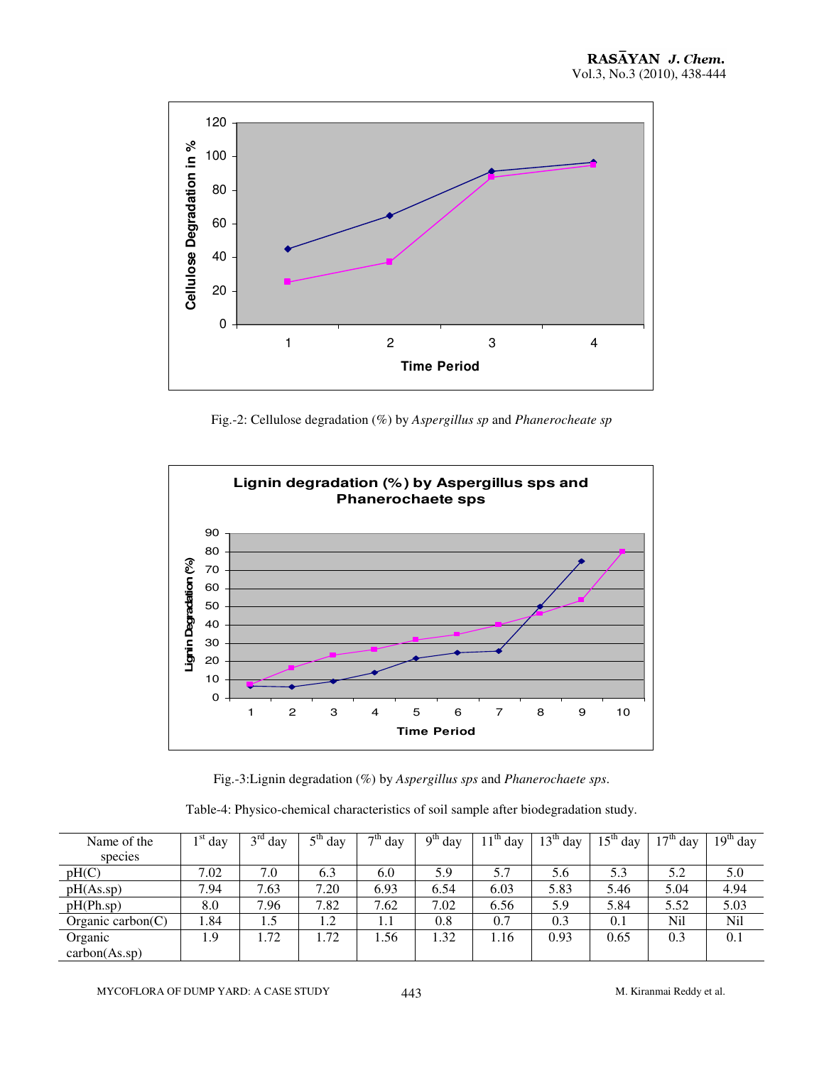Fig.-2: Cellulose degradation (%) by *Aspergillus sp* and *Phanerocheate sp*

Fig.-3:Lignin degradation (%) by *Aspergillus sps* and *Phanerochaete sps*.

Table-4: Physico-chemical characteristics of soil sample after biodegradation study.

| Name of the species | 1st day | 3rd day | 5th day | 7th day | 9th day | 11th day | 13th day | 15th day | 17th day | 19th day |
|---|---|---|---|---|---|---|---|---|---|---|
| pH(C) | 7.02 | 7.0 | 6.3 | 6.0 | 5.9 | 5.7 | 5.6 | 5.3 | 5.2 | 5.0 |
| pH(As.sp) | 7.94 | 7.63 | 7.20 | 6.93 | 6.54 | 6.03 | 5.83 | 5.46 | 5.04 | 4.94 |
| pH(Ph.sp) | 8.0 | 7.96 | 7.82 | 7.62 | 7.02 | 6.56 | 5.9 | 5.84 | 5.52 | 5.03 |
| Organic carbon(C) | 1.84 | 1.5 | 1.2 | 1.1 | 0.8 | 0.7 | 0.3 | 0.1 | Nil | Nil |
| Organic carbon(As.sp) | 1.9 | 1.72 | 1.72 | 1.56 | 1.32 | 1.16 | 0.93 | 0.65 | 0.3 | 0.1 |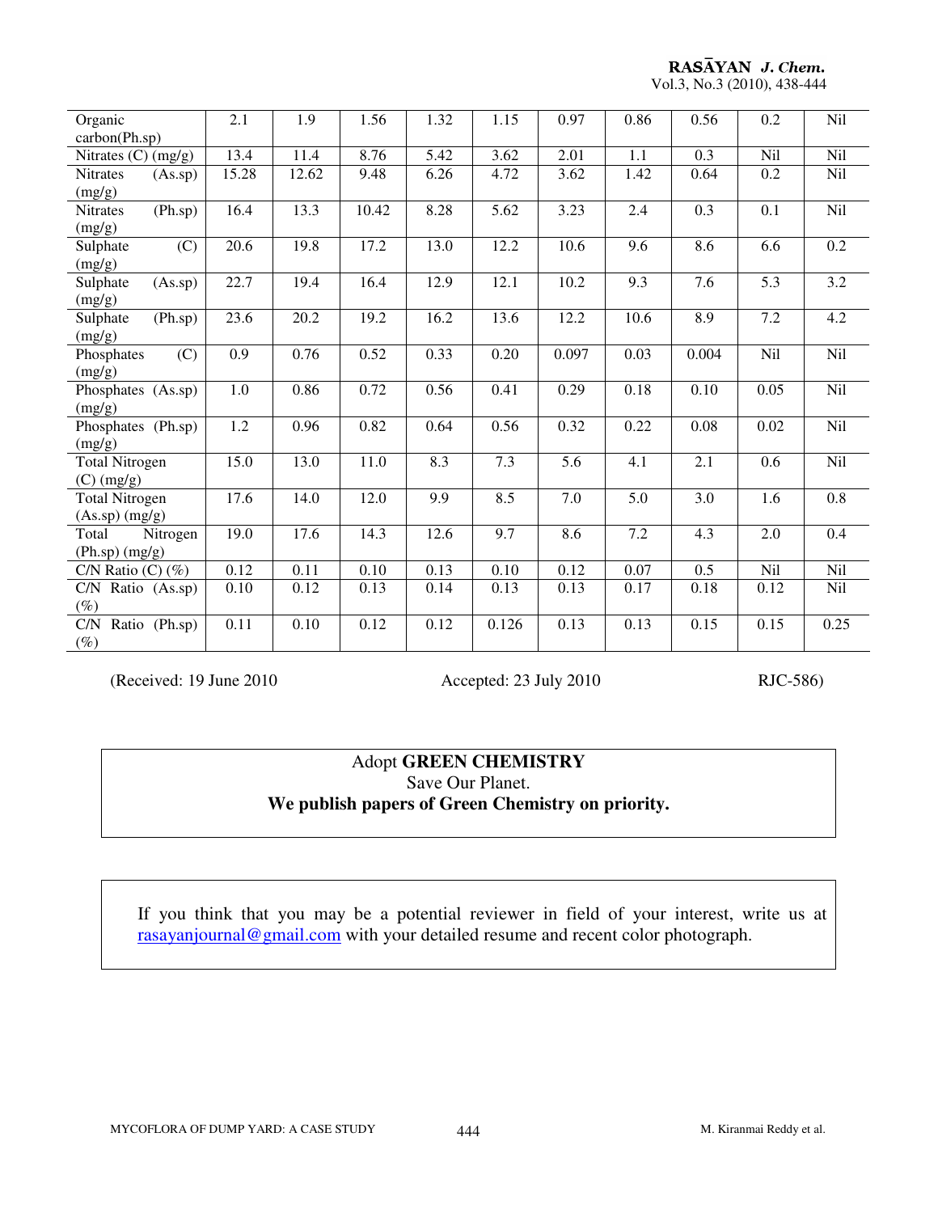| | | | | | | | | | | |
|---|---|---|---|---|---|---|---|---|---|---|
| Organic carbon(Ph.sp) | 2.1 | 1.9 | 1.56 | 1.32 | 1.15 | 0.97 | 0.86 | 0.56 | 0.2 | Nil |
| Nitrates (C) (mg/g) | 13.4 | 11.4 | 8.76 | 5.42 | 3.62 | 2.01 | 1.1 | 0.3 | Nil | Nil |
| Nitrates (As.sp) (mg/g) | 15.28 | 12.62 | 9.48 | 6.26 | 4.72 | 3.62 | 1.42 | 0.64 | 0.2 | Nil |
| Nitrates (Ph.sp) (mg/g) | 16.4 | 13.3 | 10.42 | 8.28 | 5.62 | 3.23 | 2.4 | 0.3 | 0.1 | Nil |
| Sulphate (C) (mg/g) | 20.6 | 19.8 | 17.2 | 13.0 | 12.2 | 10.6 | 9.6 | 8.6 | 6.6 | 0.2 |
| Sulphate (As.sp) (mg/g) | 22.7 | 19.4 | 16.4 | 12.9 | 12.1 | 10.2 | 9.3 | 7.6 | 5.3 | 3.2 |
| Sulphate (Ph.sp) (mg/g) | 23.6 | 20.2 | 19.2 | 16.2 | 13.6 | 12.2 | 10.6 | 8.9 | 7.2 | 4.2 |
| Phosphates (C) (mg/g) | 0.9 | 0.76 | 0.52 | 0.33 | 0.20 | 0.097 | 0.03 | 0.004 | Nil | Nil |
| Phosphates (As.sp) (mg/g) | 1.0 | 0.86 | 0.72 | 0.56 | 0.41 | 0.29 | 0.18 | 0.10 | 0.05 | Nil |
| Phosphates (Ph.sp) (mg/g) | 1.2 | 0.96 | 0.82 | 0.64 | 0.56 | 0.32 | 0.22 | 0.08 | 0.02 | Nil |
| Total Nitrogen (C) (mg/g) | 15.0 | 13.0 | 11.0 | 8.3 | 7.3 | 5.6 | 4.1 | 2.1 | 0.6 | Nil |
| Total Nitrogen (As.sp) (mg/g) | 17.6 | 14.0 | 12.0 | 9.9 | 8.5 | 7.0 | 5.0 | 3.0 | 1.6 | 0.8 |
| Total Nitrogen (Ph.sp) (mg/g) | 19.0 | 17.6 | 14.3 | 12.6 | 9.7 | 8.6 | 7.2 | 4.3 | 2.0 | 0.4 |
| C/N Ratio (C) (%) | 0.12 | 0.11 | 0.10 | 0.13 | 0.10 | 0.12 | 0.07 | 0.5 | Nil | Nil |
| C/N Ratio (As.sp) (%) | 0.10 | 0.12 | 0.13 | 0.14 | 0.13 | 0.13 | 0.17 | 0.18 | 0.12 | Nil |
| C/N Ratio (Ph.sp) (%) | 0.11 | 0.10 | 0.12 | 0.12 | 0.126 | 0.13 | 0.13 | 0.15 | 0.15 | 0.25 |

(Received: 19 June 2010 Accepted: 23 July 2010 RJC-586)

Adopt **GREEN CHEMISTRY**
Save Our Planet.
**We publish papers of Green Chemistry on priority.**

If you think that you may be a potential reviewer in field of your interest, write us at rasayanjournal@gmail.com with your detailed resume and recent color photograph.